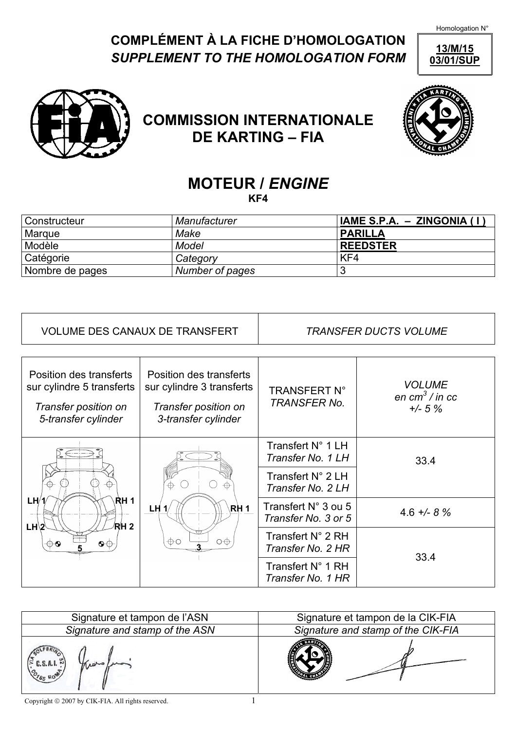Homologation N°

**13/M/15**
**03/01/SUP**

# COMPLÉMENT À LA FICHE D'HOMOLOGATION
## *SUPPLEMENT TO THE HOMOLOGATION FORM*

## COMMISSION INTERNATIONALE DE KARTING – FIA

# MOTEUR / *ENGINE*

**KF4**

| Constructeur | *Manufacturer* | **IAME S.P.A. – ZINGONIA ( I )** |
|---|---|---|
| Marque | *Make* | **PARILLA** |
| Modèle | *Model* | **REEDSTER** |
| Catégorie | *Category* | KF4 |
| Nombre de pages | *Number of pages* | 3 |

| VOLUME DES CANAUX DE TRANSFERT | *TRANSFER DUCTS VOLUME* |
|---|---|

| Position des transferts sur cylindre 5 transferts *Transfer position on 5-transfer cylinder* | Position des transferts sur cylindre 3 transferts *Transfer position on 3-transfer cylinder* | TRANSFERT N° *TRANSFER No.* | *VOLUME en $cm^3$ / in cc +/- 5 %* |
|---|---|---|---|
| LH 1, RH 1, LH 2, RH 2, 5 | LH 1, RH 1, 3 | Transfert N° 1 LH *Transfer No. 1 LH* | 33.4 |
| | | Transfert N° 2 LH *Transfer No. 2 LH* | |
| | | Transfert N° 3 ou 5 *Transfer No. 3 or 5* | 4.6 +/- *8 %* |
| | | Transfert N° 2 RH *Transfer No. 2 HR* | 33.4 |
| | | Transfert N° 1 RH *Transfer No. 1 HR* | |

| Signature et tampon de l'ASN | Signature et tampon de la CIK-FIA |
|---|---|
| *Signature and stamp of the ASN* | *Signature and stamp of the CIK-FIA* |

Copyright © 2007 by CIK-FIA. All rights reserved.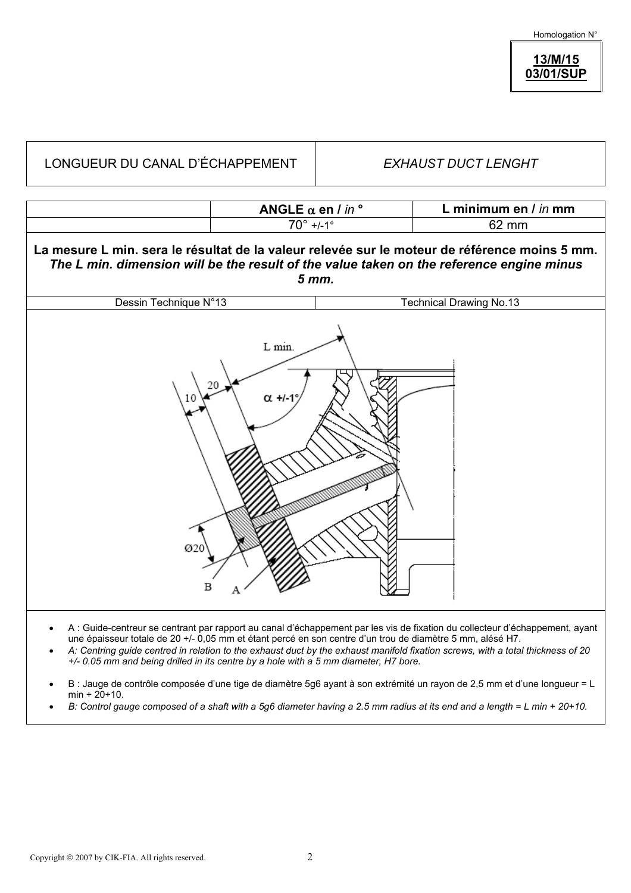Homologation N°

**13/M/15**
**03/01/SUP**

| LONGUEUR DU CANAL D'ÉCHAPPEMENT | *EXHAUST DUCT LENGHT* |
|---|---|

| | **ANGLE α en / *in* °** | **L minimum en / *in* mm** |
|---|---|---|
| | 70° +/-1° | 62 mm |

**La mesure L min. sera le résultat de la valeur relevée sur le moteur de référence moins 5 mm.**
***The L min. dimension will be the result of the value taken on the reference engine minus 5 mm.***

| Dessin Technique N°13 | Technical Drawing No.13 |
|---|---|

- A : Guide-centreur se centrant par rapport au canal d'échappement par les vis de fixation du collecteur d'échappement, ayant une épaisseur totale de 20 +/- 0,05 mm et étant percé en son centre d'un trou de diamètre 5 mm, alésé H7.
- *A: Centring guide centred in relation to the exhaust duct by the exhaust manifold fixation screws, with a total thickness of 20 +/- 0.05 mm and being drilled in its centre by a hole with a 5 mm diameter, H7 bore.*

- B : Jauge de contrôle composée d'une tige de diamètre 5g6 ayant à son extrémité un rayon de 2,5 mm et d'une longueur = L min + 20+10.
- *B: Control gauge composed of a shaft with a 5g6 diameter having a 2.5 mm radius at its end and a length = L min + 20+10.*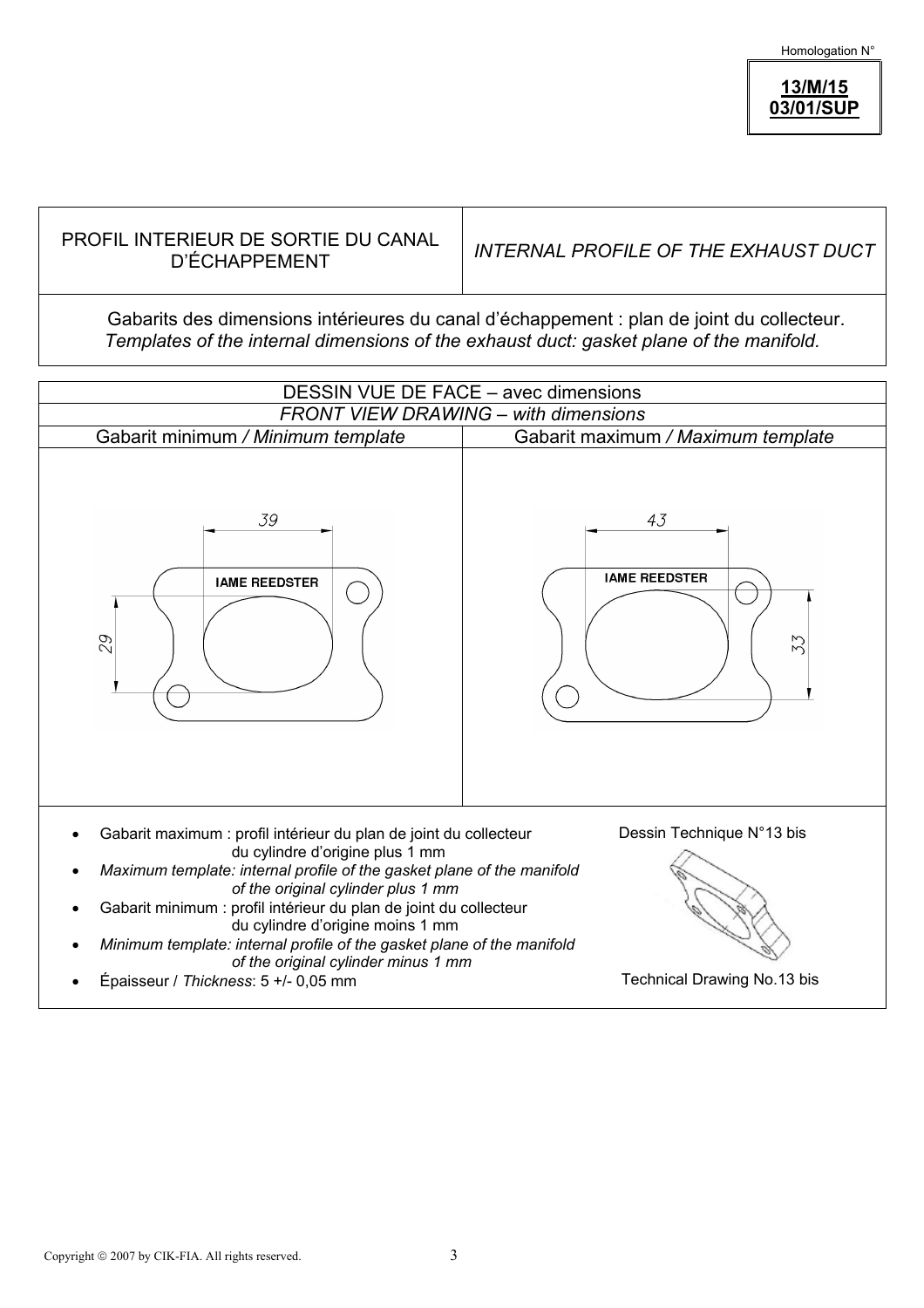Homologation N°

**13/M/15**
**03/01/SUP**

| PROFIL INTERIEUR DE SORTIE DU CANAL D'ÉCHAPPEMENT | *INTERNAL PROFILE OF THE EXHAUST DUCT* |
|---|---|

Gabarits des dimensions intérieures du canal d'échappement : plan de joint du collecteur.
*Templates of the internal dimensions of the exhaust duct: gasket plane of the manifold.*

DESSIN VUE DE FACE – avec dimensions
*FRONT VIEW DRAWING – with dimensions*

| Gabarit minimum / *Minimum template* | Gabarit maximum / *Maximum template* |
|---|---|
| 39<br>IAME REEDSTER<br>29 | 43<br>IAME REEDSTER<br>33 |

- Gabarit maximum : profil intérieur du plan de joint du collecteur du cylindre d'origine plus 1 mm
- *Maximum template: internal profile of the gasket plane of the manifold of the original cylinder plus 1 mm*
- Gabarit minimum : profil intérieur du plan de joint du collecteur du cylindre d'origine moins 1 mm
- *Minimum template: internal profile of the gasket plane of the manifold of the original cylinder minus 1 mm*
- Épaisseur / *Thickness*: 5 +/- 0,05 mm

Dessin Technique N°13 bis

Technical Drawing No.13 bis